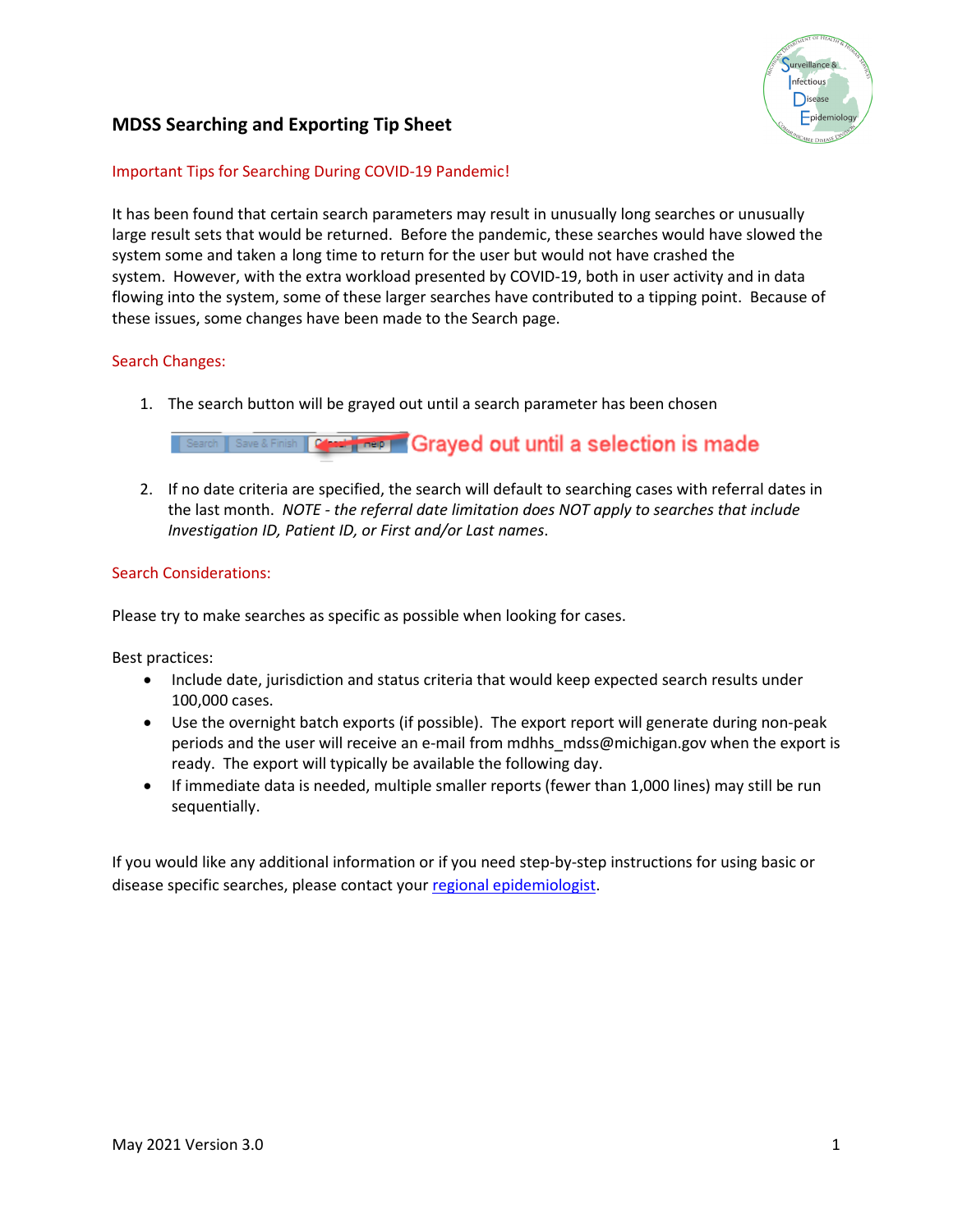# MDSS Searching and Exporting Tip Sheet

## Important Tips for Searching During COVID-19 Pandemic!

It has been found that certain search parameters may result in unusually long searches or unusually large result sets that would be returned. Before the pandemic, these searches would have slowed the system some and taken a long time to return for the user but would not have crashed the system. However, with the extra workload presented by COVID-19, both in user activity and in data flowing into the system, some of these larger searches have contributed to a tipping point. Because of these issues, some changes have been made to the Search page.

## Search Changes:

1. The search button will be grayed out until a search parameter has been chosen

   Grayed out until a selection is made

2. If no date criteria are specified, the search will default to searching cases with referral dates in the last month. *NOTE - the referral date limitation does NOT apply to searches that include Investigation ID, Patient ID, or First and/or Last names*.

## Search Considerations:

Please try to make searches as specific as possible when looking for cases.

Best practices:

- Include date, jurisdiction and status criteria that would keep expected search results under 100,000 cases.
- Use the overnight batch exports (if possible). The export report will generate during non-peak periods and the user will receive an e-mail from mdhhs_mdss@michigan.gov when the export is ready. The export will typically be available the following day.
- If immediate data is needed, multiple smaller reports (fewer than 1,000 lines) may still be run sequentially.

If you would like any additional information or if you need step-by-step instructions for using basic or disease specific searches, please contact your regional epidemiologist.

May 2021 Version 3.0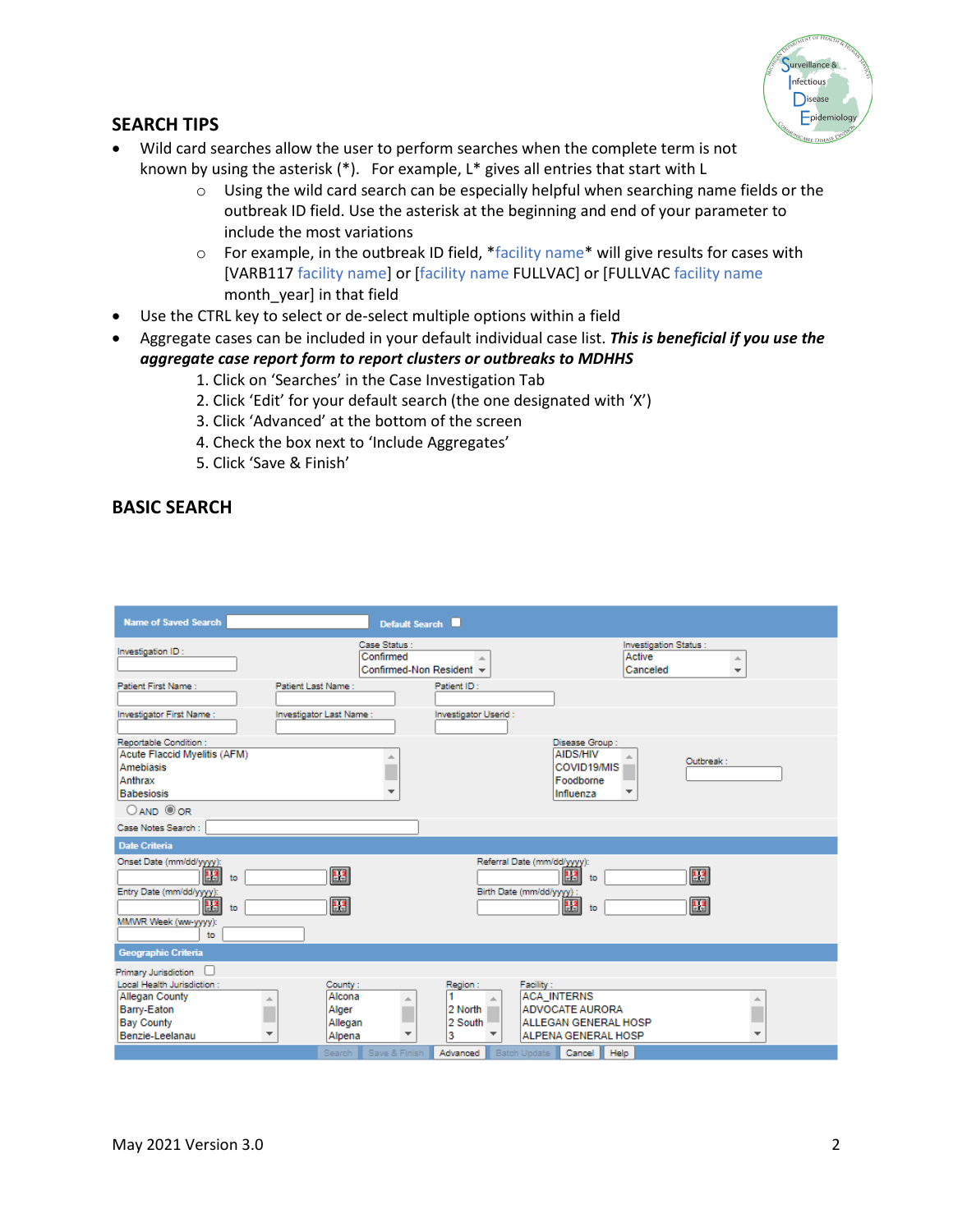## SEARCH TIPS

- Wild card searches allow the user to perform searches when the complete term is not known by using the asterisk (*). For example, L* gives all entries that start with L
  - Using the wild card search can be especially helpful when searching name fields or the outbreak ID field. Use the asterisk at the beginning and end of your parameter to include the most variations
  - For example, in the outbreak ID field, *facility name* will give results for cases with [VARB117 facility name] or [facility name FULLVAC] or [FULLVAC facility name month_year] in that field
- Use the CTRL key to select or de-select multiple options within a field
- Aggregate cases can be included in your default individual case list. ***This is beneficial if you use the aggregate case report form to report clusters or outbreaks to MDHHS***
  1. Click on 'Searches' in the Case Investigation Tab
  2. Click 'Edit' for your default search (the one designated with 'X')
  3. Click 'Advanced' at the bottom of the screen
  4. Check the box next to 'Include Aggregates'
  5. Click 'Save & Finish'

## BASIC SEARCH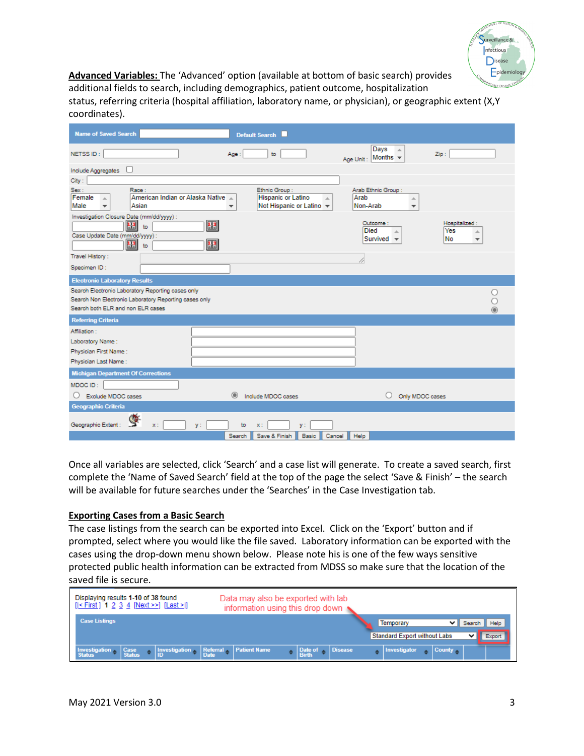**Advanced Variables:** The 'Advanced' option (available at bottom of basic search) provides additional fields to search, including demographics, patient outcome, hospitalization status, referring criteria (hospital affiliation, laboratory name, or physician), or geographic extent (X,Y coordinates).

Once all variables are selected, click 'Search' and a case list will generate. To create a saved search, first complete the 'Name of Saved Search' field at the top of the page the select 'Save & Finish' – the search will be available for future searches under the 'Searches' in the Case Investigation tab.

**Exporting Cases from a Basic Search**

The case listings from the search can be exported into Excel. Click on the 'Export' button and if prompted, select where you would like the file saved. Laboratory information can be exported with the cases using the drop-down menu shown below. Please note his is one of the few ways sensitive protected public health information can be extracted from MDSS so make sure that the location of the saved file is secure.

Data may also be exported with lab information using this drop down

May 2021 Version 3.0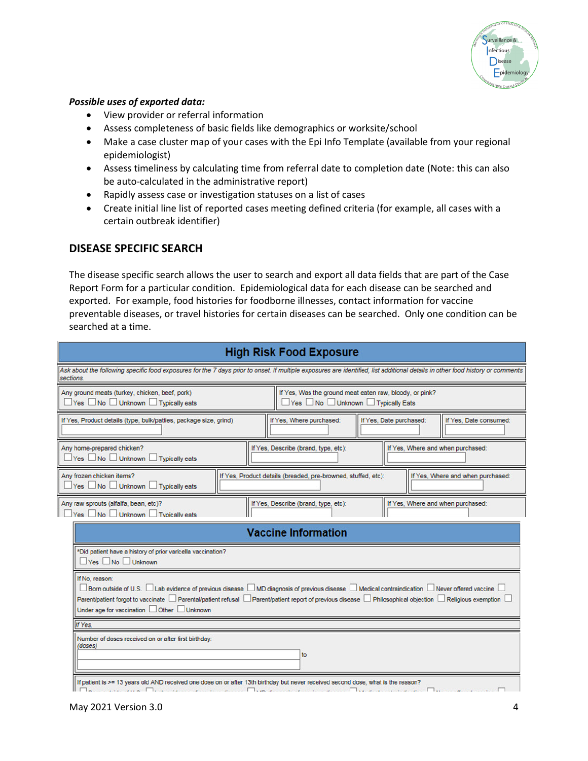***Possible uses of exported data:***

- View provider or referral information
- Assess completeness of basic fields like demographics or worksite/school
- Make a case cluster map of your cases with the Epi Info Template (available from your regional epidemiologist)
- Assess timeliness by calculating time from referral date to completion date (Note: this can also be auto-calculated in the administrative report)
- Rapidly assess case or investigation statuses on a list of cases
- Create initial line list of reported cases meeting defined criteria (for example, all cases with a certain outbreak identifier)

## DISEASE SPECIFIC SEARCH

The disease specific search allows the user to search and export all data fields that are part of the Case Report Form for a particular condition. Epidemiological data for each disease can be searched and exported. For example, food histories for foodborne illnesses, contact information for vaccine preventable diseases, or travel histories for certain diseases can be searched. Only one condition can be searched at a time.

**High Risk Food Exposure**

*Ask about the following specific food exposures for the 7 days prior to onset. If multiple exposures are identified, list additional details in other food history or comments sections.*

Any ground meats (turkey, chicken, beef, pork) ☐ Yes ☐ No ☐ Unknown ☐ Typically eats | If Yes, Was the ground meat eaten raw, bloody, or pink? ☐ Yes ☐ No ☐ Unknown ☐ Typically Eats

If Yes, Product details (type, bulk/patties, package size, grind) | If Yes, Where purchased: | If Yes, Date purchased: | If Yes, Date consumed:

Any home-prepared chicken? ☐ Yes ☐ No ☐ Unknown ☐ Typically eats | If Yes, Describe (brand, type, etc): | If Yes, Where and when purchased:

Any frozen chicken items? ☐ Yes ☐ No ☐ Unknown ☐ Typically eats | If Yes, Product details (breaded, pre-browned, stuffed, etc): | If Yes, Where and when purchased:

Any raw sprouts (alfalfa, bean, etc)? ☐ Yes ☐ No ☐ Unknown ☐ Typically eats | If Yes, Describe (brand, type, etc): | If Yes, Where and when purchased:

**Vaccine Information**

*Did patient have a history of prior varicella vaccination? ☐ Yes ☐ No ☐ Unknown

If No, reason: ☐ Born outside of U.S. ☐ Lab evidence of previous disease ☐ MD diagnosis of previous disease ☐ Medical contraindication ☐ Never offered vaccine ☐ Parent/patient forgot to vaccinate ☐ Parental/patient refusal ☐ Parent/patient report of previous disease ☐ Philosophical objection ☐ Religious exemption ☐ Under age for vaccination ☐ Other ☐ Unknown

*If Yes*

Number of doses received on or after first birthday: (doses) ______ to ______

If patient is >= 13 years old AND received one dose on or after 13th birthday but never received second dose, what is the reason?

May 2021 Version 3.0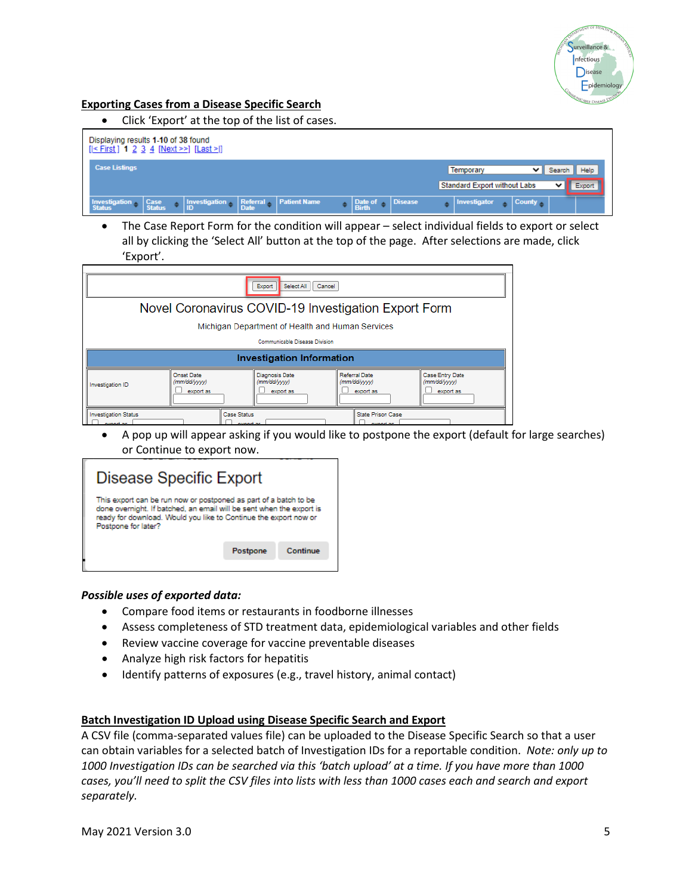## Exporting Cases from a Disease Specific Search

- Click 'Export' at the top of the list of cases.
- The Case Report Form for the condition will appear – select individual fields to export or select all by clicking the 'Select All' button at the top of the page. After selections are made, click 'Export'.
- A pop up will appear asking if you would like to postpone the export (default for large searches) or Continue to export now.

***Possible uses of exported data:***

- Compare food items or restaurants in foodborne illnesses
- Assess completeness of STD treatment data, epidemiological variables and other fields
- Review vaccine coverage for vaccine preventable diseases
- Analyze high risk factors for hepatitis
- Identify patterns of exposures (e.g., travel history, animal contact)

## Batch Investigation ID Upload using Disease Specific Search and Export

A CSV file (comma-separated values file) can be uploaded to the Disease Specific Search so that a user can obtain variables for a selected batch of Investigation IDs for a reportable condition. *Note: only up to 1000 Investigation IDs can be searched via this 'batch upload' at a time. If you have more than 1000 cases, you'll need to split the CSV files into lists with less than 1000 cases each and search and export separately.*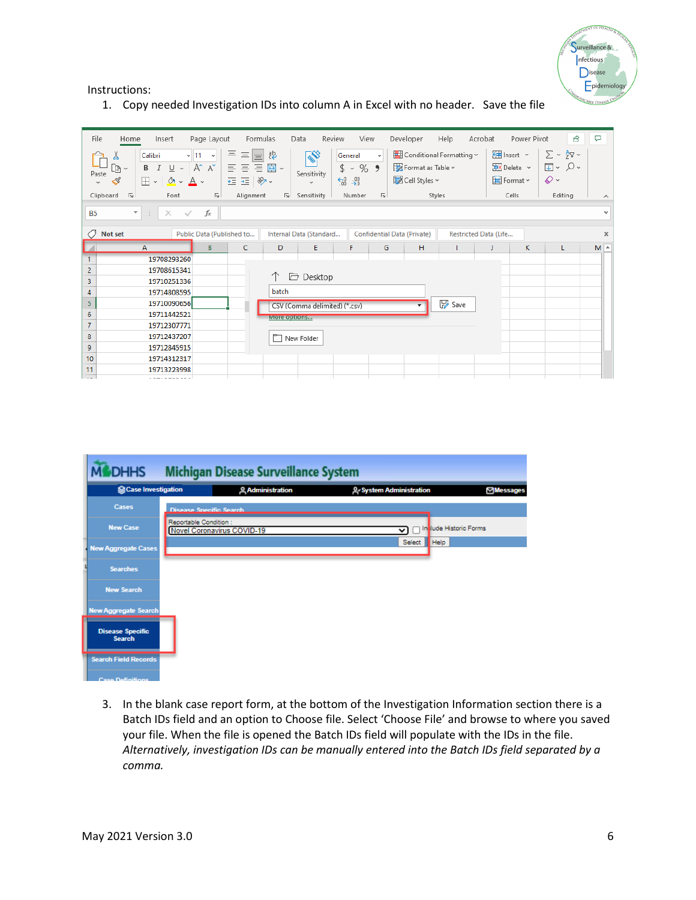Instructions:

1. Copy needed Investigation IDs into column A in Excel with no header. Save the file

3. In the blank case report form, at the bottom of the Investigation Information section there is a Batch IDs field and an option to Choose file. Select 'Choose File' and browse to where you saved your file. When the file is opened the Batch IDs field will populate with the IDs in the file. *Alternatively, investigation IDs can be manually entered into the Batch IDs field separated by a comma.*

May 2021 Version 3.0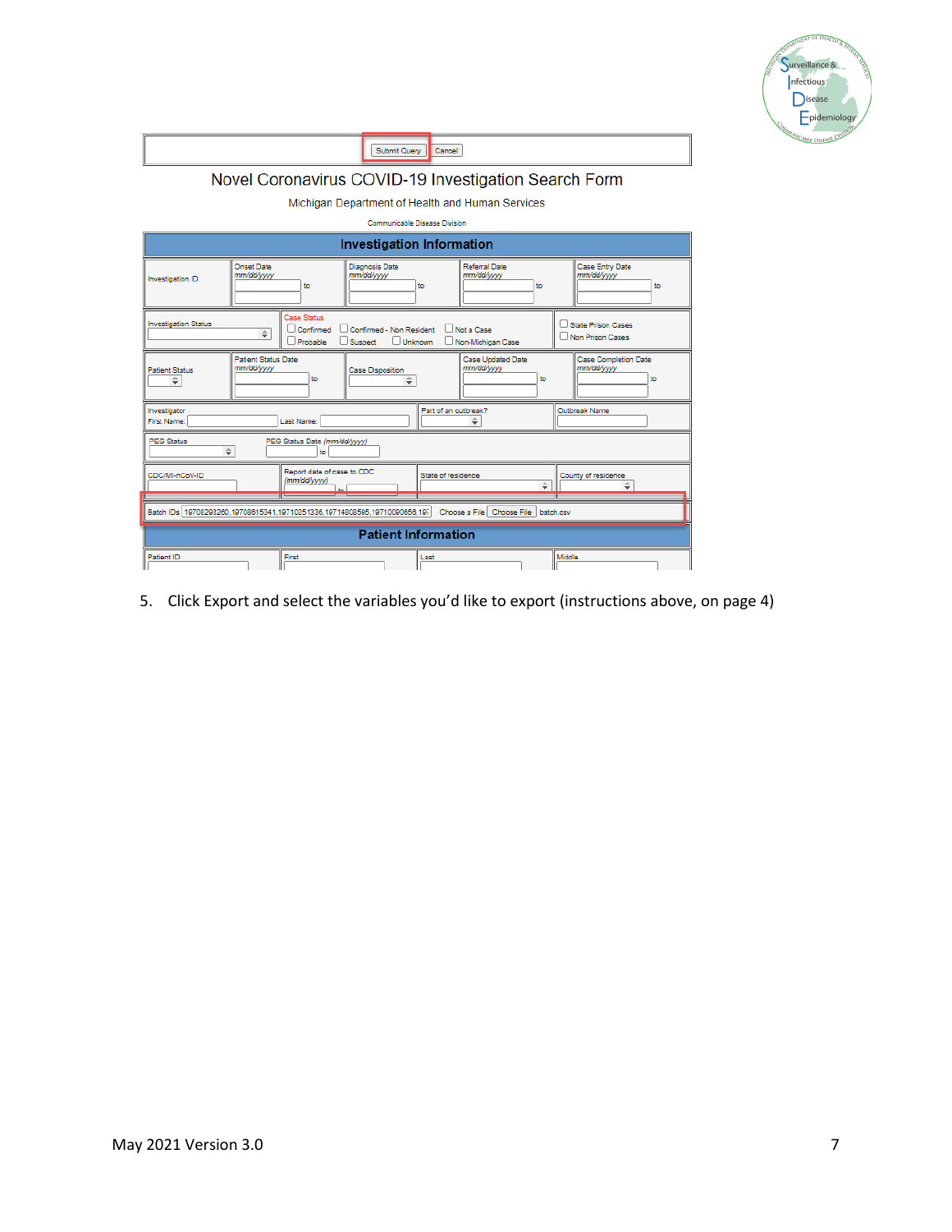Submit Query | Cancel

Novel Coronavirus COVID-19 Investigation Search Form

Michigan Department of Health and Human Services

Communicable Disease Division

**Investigation Information**

| | | | | |
|---|---|---|---|---|
| Investigation ID | Onset Date mm/dd/yyyy to | Diagnosis Date mm/dd/yyyy to | Referral Date mm/dd/yyyy to | Case Entry Date mm/dd/yyyy to |
| Investigation Status | Case Status: Confirmed, Confirmed - Non Resident, Not a Case, Probable, Suspect, Unknown, Non-Michigan Case | | | State Prison Cases, Non Prison Cases |
| Patient Status | Patient Status Date mm/dd/yyyy to | Case Disposition | Case Updated Date mm/dd/yyyy to | Case Completion Date mm/dd/yyyy to |
| Investigator First Name: Last Name: | | Part of an outbreak? | | Outbreak Name |
| PEG Status | PEG Status Date (mm/dd/yyyy) to | | | |
| CDC/MI-nCoV-ID | Report date of case to CDC (mm/dd/yyyy) to | State of residence | | County of residence |
| Batch IDs 19708293260,19708615341,19710251336,19714808585,19710090656,19 | Choose a File Choose File batch.csv | | | |

**Patient Information**

| | | | |
|---|---|---|---|
| Patient ID | First | Last | Middle |

5. Click Export and select the variables you'd like to export (instructions above, on page 4)

May 2021 Version 3.0